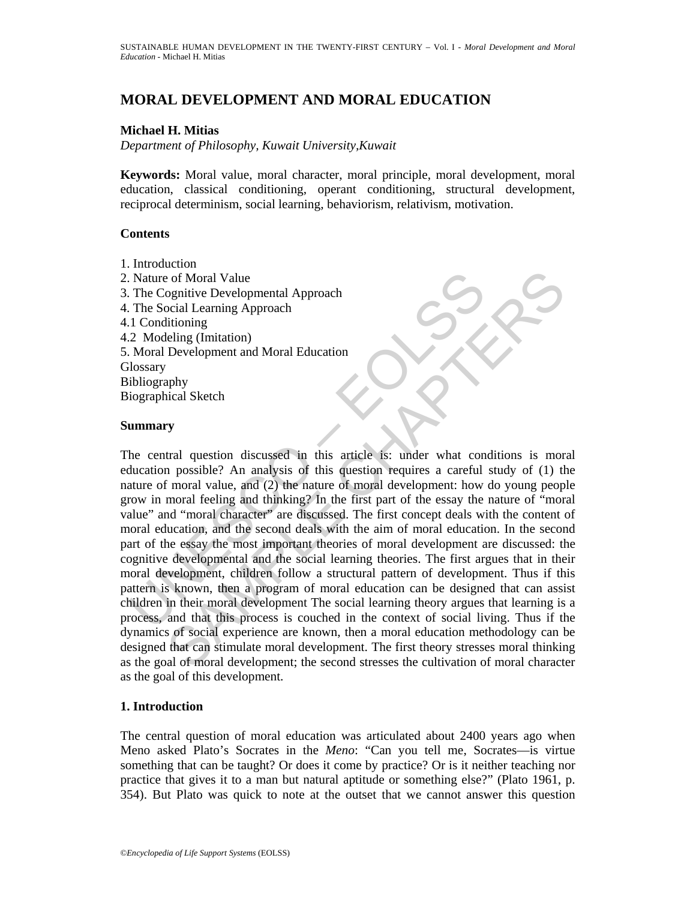# MORAL DEVELOPMENT AND MORAL EDUCATION

**Michael H. Mitias**

*Department of Philosophy, Kuwait University,Kuwait*

**Keywords:** Moral value, moral character, moral principle, moral development, moral education, classical conditioning, operant conditioning, structural development, reciprocal determinism, social learning, behaviorism, relativism, motivation.

**Contents**

1. Introduction
2. Nature of Moral Value
3. The Cognitive Developmental Approach
4. The Social Learning Approach
4.1 Conditioning
4.2 Modeling (Imitation)
5. Moral Development and Moral Education
Glossary
Bibliography
Biographical Sketch

**Summary**

The central question discussed in this article is: under what conditions is moral education possible? An analysis of this question requires a careful study of (1) the nature of moral value, and (2) the nature of moral development: how do young people grow in moral feeling and thinking? In the first part of the essay the nature of "moral value" and "moral character" are discussed. The first concept deals with the content of moral education, and the second deals with the aim of moral education. In the second part of the essay the most important theories of moral development are discussed: the cognitive developmental and the social learning theories. The first argues that in their moral development, children follow a structural pattern of development. Thus if this pattern is known, then a program of moral education can be designed that can assist children in their moral development The social learning theory argues that learning is a process, and that this process is couched in the context of social living. Thus if the dynamics of social experience are known, then a moral education methodology can be designed that can stimulate moral development. The first theory stresses moral thinking as the goal of moral development; the second stresses the cultivation of moral character as the goal of this development.

## 1. Introduction

The central question of moral education was articulated about 2400 years ago when Meno asked Plato's Socrates in the *Meno*: "Can you tell me, Socrates—is virtue something that can be taught? Or does it come by practice? Or is it neither teaching nor practice that gives it to a man but natural aptitude or something else?" (Plato 1961, p. 354). But Plato was quick to note at the outset that we cannot answer this question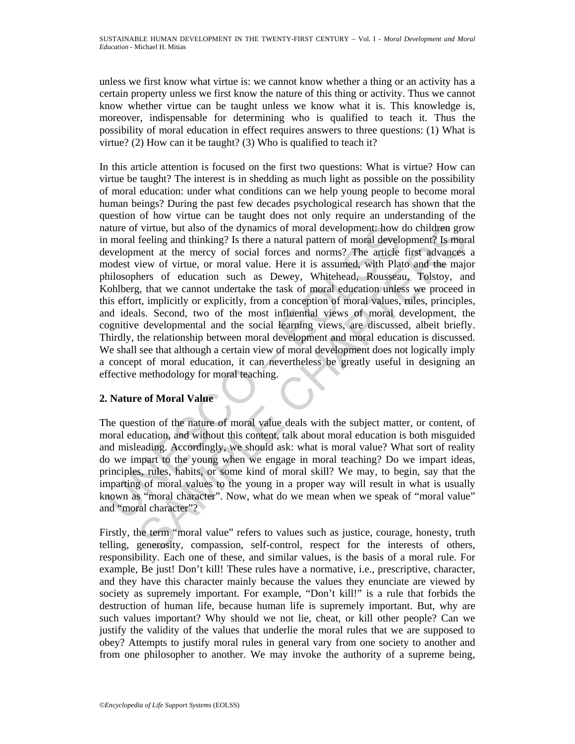unless we first know what virtue is: we cannot know whether a thing or an activity has a certain property unless we first know the nature of this thing or activity. Thus we cannot know whether virtue can be taught unless we know what it is. This knowledge is, moreover, indispensable for determining who is qualified to teach it. Thus the possibility of moral education in effect requires answers to three questions: (1) What is virtue? (2) How can it be taught? (3) Who is qualified to teach it?

In this article attention is focused on the first two questions: What is virtue? How can virtue be taught? The interest is in shedding as much light as possible on the possibility of moral education: under what conditions can we help young people to become moral human beings? During the past few decades psychological research has shown that the question of how virtue can be taught does not only require an understanding of the nature of virtue, but also of the dynamics of moral development: how do children grow in moral feeling and thinking? Is there a natural pattern of moral development? Is moral development at the mercy of social forces and norms? The article first advances a modest view of virtue, or moral value. Here it is assumed, with Plato and the major philosophers of education such as Dewey, Whitehead, Rousseau, Tolstoy, and Kohlberg, that we cannot undertake the task of moral education unless we proceed in this effort, implicitly or explicitly, from a conception of moral values, rules, principles, and ideals. Second, two of the most influential views of moral development, the cognitive developmental and the social learning views, are discussed, albeit briefly. Thirdly, the relationship between moral development and moral education is discussed. We shall see that although a certain view of moral development does not logically imply a concept of moral education, it can nevertheless be greatly useful in designing an effective methodology for moral teaching.

## 2. Nature of Moral Value

The question of the nature of moral value deals with the subject matter, or content, of moral education, and without this content, talk about moral education is both misguided and misleading. Accordingly, we should ask: what is moral value? What sort of reality do we impart to the young when we engage in moral teaching? Do we impart ideas, principles, rules, habits, or some kind of moral skill? We may, to begin, say that the imparting of moral values to the young in a proper way will result in what is usually known as "moral character". Now, what do we mean when we speak of "moral value" and "moral character"?

Firstly, the term "moral value" refers to values such as justice, courage, honesty, truth telling, generosity, compassion, self-control, respect for the interests of others, responsibility. Each one of these, and similar values, is the basis of a moral rule. For example, Be just! Don't kill! These rules have a normative, i.e., prescriptive, character, and they have this character mainly because the values they enunciate are viewed by society as supremely important. For example, "Don't kill!" is a rule that forbids the destruction of human life, because human life is supremely important. But, why are such values important? Why should we not lie, cheat, or kill other people? Can we justify the validity of the values that underlie the moral rules that we are supposed to obey? Attempts to justify moral rules in general vary from one society to another and from one philosopher to another. We may invoke the authority of a supreme being,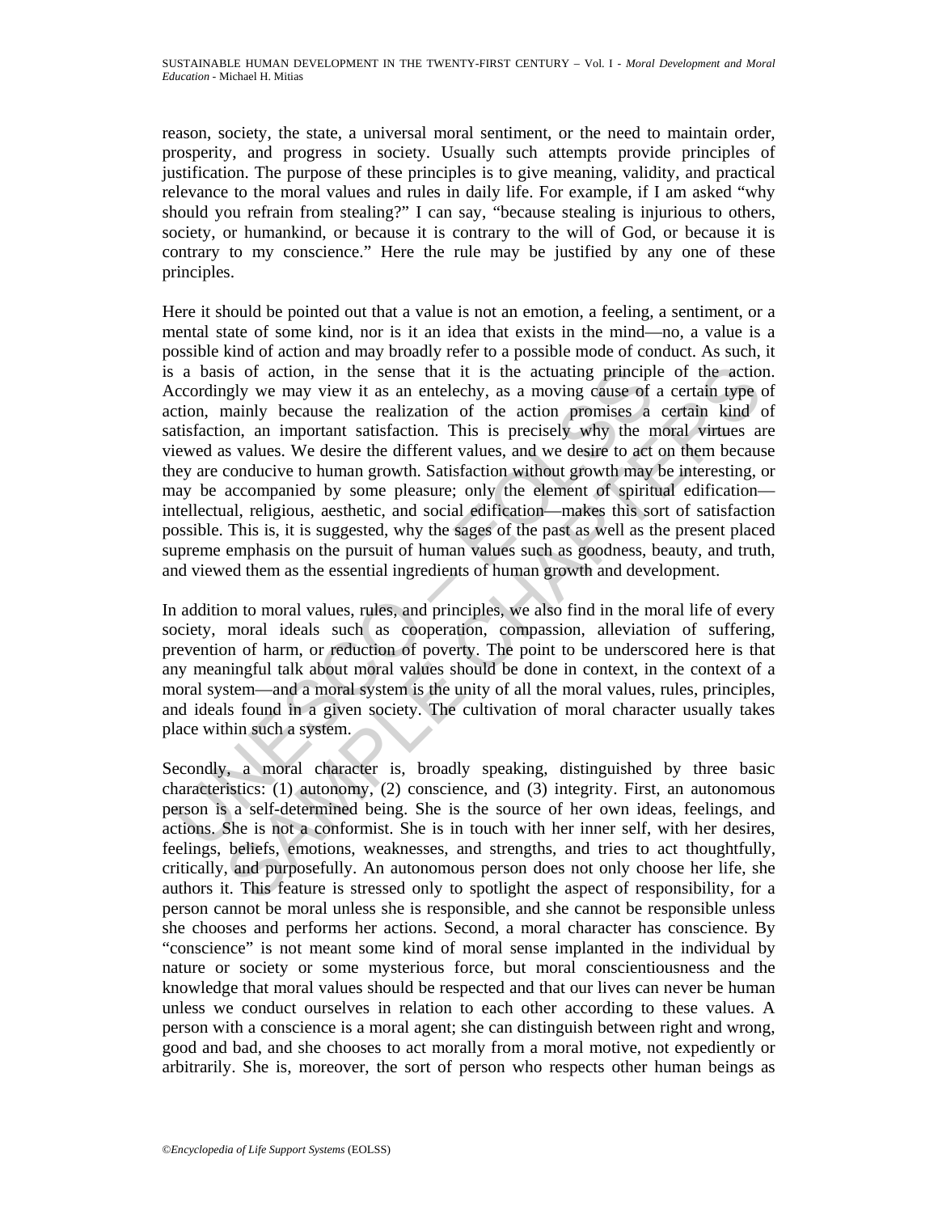reason, society, the state, a universal moral sentiment, or the need to maintain order, prosperity, and progress in society. Usually such attempts provide principles of justification. The purpose of these principles is to give meaning, validity, and practical relevance to the moral values and rules in daily life. For example, if I am asked "why should you refrain from stealing?" I can say, "because stealing is injurious to others, society, or humankind, or because it is contrary to the will of God, or because it is contrary to my conscience." Here the rule may be justified by any one of these principles.

Here it should be pointed out that a value is not an emotion, a feeling, a sentiment, or a mental state of some kind, nor is it an idea that exists in the mind—no, a value is a possible kind of action and may broadly refer to a possible mode of conduct. As such, it is a basis of action, in the sense that it is the actuating principle of the action. Accordingly we may view it as an entelechy, as a moving cause of a certain type of action, mainly because the realization of the action promises a certain kind of satisfaction, an important satisfaction. This is precisely why the moral virtues are viewed as values. We desire the different values, and we desire to act on them because they are conducive to human growth. Satisfaction without growth may be interesting, or may be accompanied by some pleasure; only the element of spiritual edification—intellectual, religious, aesthetic, and social edification—makes this sort of satisfaction possible. This is, it is suggested, why the sages of the past as well as the present placed supreme emphasis on the pursuit of human values such as goodness, beauty, and truth, and viewed them as the essential ingredients of human growth and development.

In addition to moral values, rules, and principles, we also find in the moral life of every society, moral ideals such as cooperation, compassion, alleviation of suffering, prevention of harm, or reduction of poverty. The point to be underscored here is that any meaningful talk about moral values should be done in context, in the context of a moral system—and a moral system is the unity of all the moral values, rules, principles, and ideals found in a given society. The cultivation of moral character usually takes place within such a system.

Secondly, a moral character is, broadly speaking, distinguished by three basic characteristics: (1) autonomy, (2) conscience, and (3) integrity. First, an autonomous person is a self-determined being. She is the source of her own ideas, feelings, and actions. She is not a conformist. She is in touch with her inner self, with her desires, feelings, beliefs, emotions, weaknesses, and strengths, and tries to act thoughtfully, critically, and purposefully. An autonomous person does not only choose her life, she authors it. This feature is stressed only to spotlight the aspect of responsibility, for a person cannot be moral unless she is responsible, and she cannot be responsible unless she chooses and performs her actions. Second, a moral character has conscience. By "conscience" is not meant some kind of moral sense implanted in the individual by nature or society or some mysterious force, but moral conscientiousness and the knowledge that moral values should be respected and that our lives can never be human unless we conduct ourselves in relation to each other according to these values. A person with a conscience is a moral agent; she can distinguish between right and wrong, good and bad, and she chooses to act morally from a moral motive, not expediently or arbitrarily. She is, moreover, the sort of person who respects other human beings as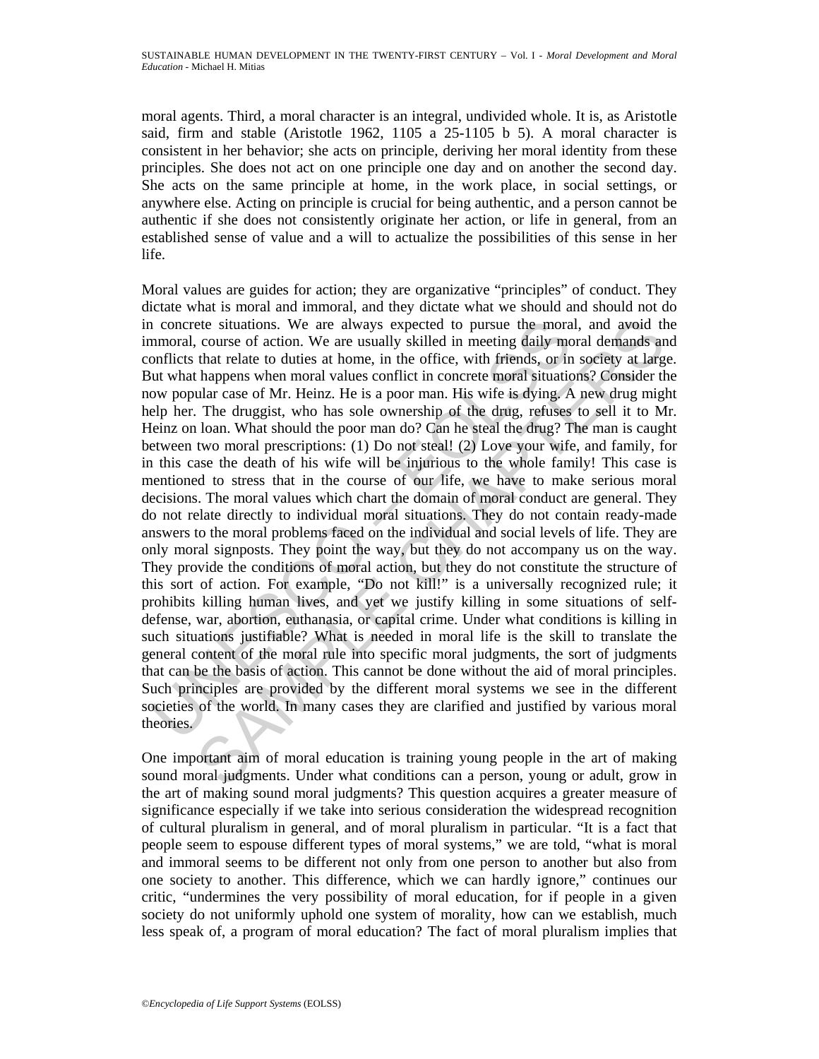moral agents. Third, a moral character is an integral, undivided whole. It is, as Aristotle said, firm and stable (Aristotle 1962, 1105 a 25-1105 b 5). A moral character is consistent in her behavior; she acts on principle, deriving her moral identity from these principles. She does not act on one principle one day and on another the second day. She acts on the same principle at home, in the work place, in social settings, or anywhere else. Acting on principle is crucial for being authentic, and a person cannot be authentic if she does not consistently originate her action, or life in general, from an established sense of value and a will to actualize the possibilities of this sense in her life.

Moral values are guides for action; they are organizative "principles" of conduct. They dictate what is moral and immoral, and they dictate what we should and should not do in concrete situations. We are always expected to pursue the moral, and avoid the immoral, course of action. We are usually skilled in meeting daily moral demands and conflicts that relate to duties at home, in the office, with friends, or in society at large. But what happens when moral values conflict in concrete moral situations? Consider the now popular case of Mr. Heinz. He is a poor man. His wife is dying. A new drug might help her. The druggist, who has sole ownership of the drug, refuses to sell it to Mr. Heinz on loan. What should the poor man do? Can he steal the drug? The man is caught between two moral prescriptions: (1) Do not steal! (2) Love your wife, and family, for in this case the death of his wife will be injurious to the whole family! This case is mentioned to stress that in the course of our life, we have to make serious moral decisions. The moral values which chart the domain of moral conduct are general. They do not relate directly to individual moral situations. They do not contain ready-made answers to the moral problems faced on the individual and social levels of life. They are only moral signposts. They point the way, but they do not accompany us on the way. They provide the conditions of moral action, but they do not constitute the structure of this sort of action. For example, "Do not kill!" is a universally recognized rule; it prohibits killing human lives, and yet we justify killing in some situations of self-defense, war, abortion, euthanasia, or capital crime. Under what conditions is killing in such situations justifiable? What is needed in moral life is the skill to translate the general content of the moral rule into specific moral judgments, the sort of judgments that can be the basis of action. This cannot be done without the aid of moral principles. Such principles are provided by the different moral systems we see in the different societies of the world. In many cases they are clarified and justified by various moral theories.

One important aim of moral education is training young people in the art of making sound moral judgments. Under what conditions can a person, young or adult, grow in the art of making sound moral judgments? This question acquires a greater measure of significance especially if we take into serious consideration the widespread recognition of cultural pluralism in general, and of moral pluralism in particular. "It is a fact that people seem to espouse different types of moral systems," we are told, "what is moral and immoral seems to be different not only from one person to another but also from one society to another. This difference, which we can hardly ignore," continues our critic, "undermines the very possibility of moral education, for if people in a given society do not uniformly uphold one system of morality, how can we establish, much less speak of, a program of moral education? The fact of moral pluralism implies that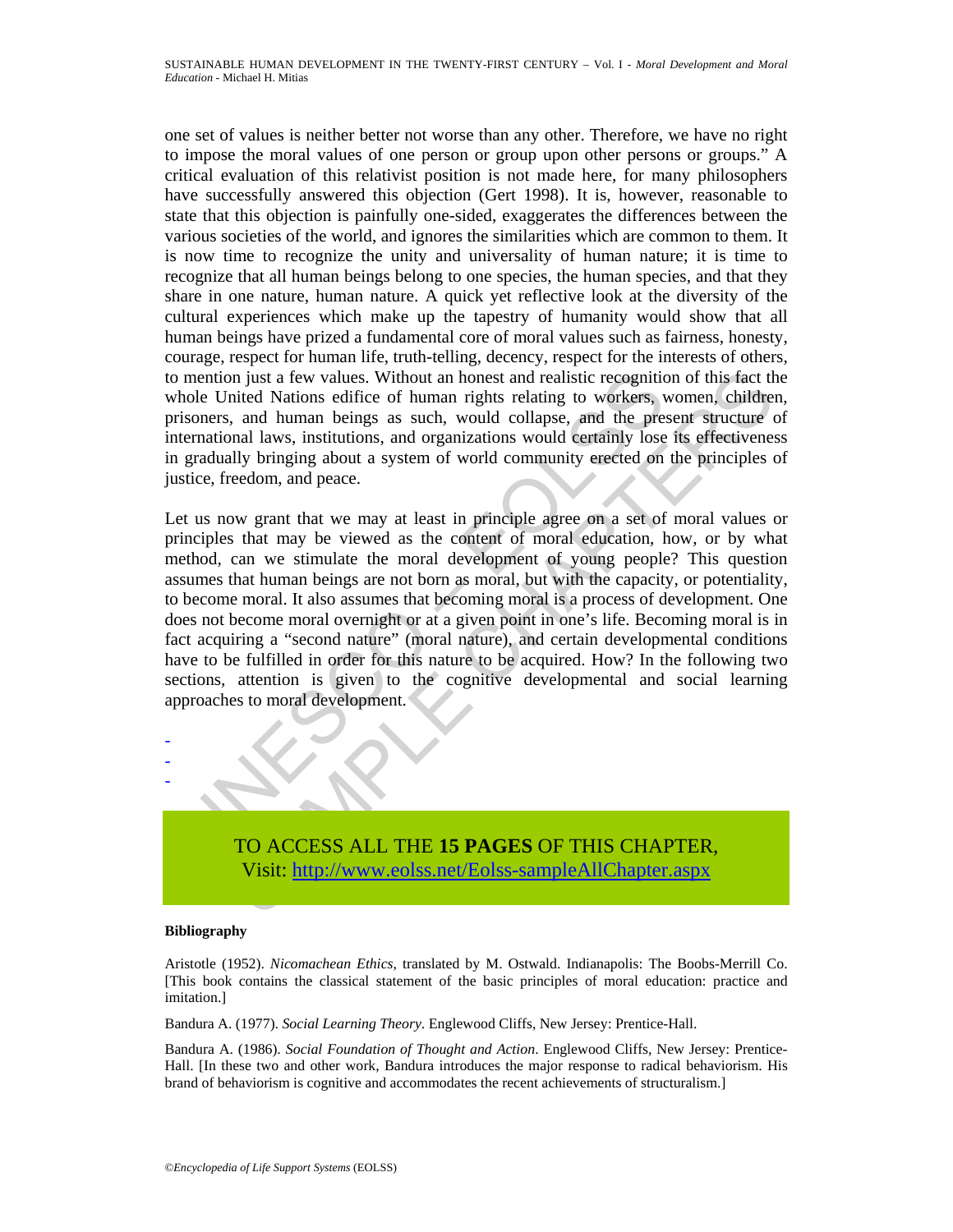one set of values is neither better not worse than any other. Therefore, we have no right to impose the moral values of one person or group upon other persons or groups." A critical evaluation of this relativist position is not made here, for many philosophers have successfully answered this objection (Gert 1998). It is, however, reasonable to state that this objection is painfully one-sided, exaggerates the differences between the various societies of the world, and ignores the similarities which are common to them. It is now time to recognize the unity and universality of human nature; it is time to recognize that all human beings belong to one species, the human species, and that they share in one nature, human nature. A quick yet reflective look at the diversity of the cultural experiences which make up the tapestry of humanity would show that all human beings have prized a fundamental core of moral values such as fairness, honesty, courage, respect for human life, truth-telling, decency, respect for the interests of others, to mention just a few values. Without an honest and realistic recognition of this fact the whole United Nations edifice of human rights relating to workers, women, children, prisoners, and human beings as such, would collapse, and the present structure of international laws, institutions, and organizations would certainly lose its effectiveness in gradually bringing about a system of world community erected on the principles of justice, freedom, and peace.

Let us now grant that we may at least in principle agree on a set of moral values or principles that may be viewed as the content of moral education, how, or by what method, can we stimulate the moral development of young people? This question assumes that human beings are not born as moral, but with the capacity, or potentiality, to become moral. It also assumes that becoming moral is a process of development. One does not become moral overnight or at a given point in one's life. Becoming moral is in fact acquiring a "second nature" (moral nature), and certain developmental conditions have to be fulfilled in order for this nature to be acquired. How? In the following two sections, attention is given to the cognitive developmental and social learning approaches to moral development.

-
-
-

TO ACCESS ALL THE **15 PAGES** OF THIS CHAPTER,
Visit: http://www.eolss.net/Eolss-sampleAllChapter.aspx

**Bibliography**

Aristotle (1952). *Nicomachean Ethics*, translated by M. Ostwald. Indianapolis: The Boobs-Merrill Co. [This book contains the classical statement of the basic principles of moral education: practice and imitation.]

Bandura A. (1977). *Social Learning Theory*. Englewood Cliffs, New Jersey: Prentice-Hall.

Bandura A. (1986). *Social Foundation of Thought and Action*. Englewood Cliffs, New Jersey: Prentice-Hall. [In these two and other work, Bandura introduces the major response to radical behaviorism. His brand of behaviorism is cognitive and accommodates the recent achievements of structuralism.]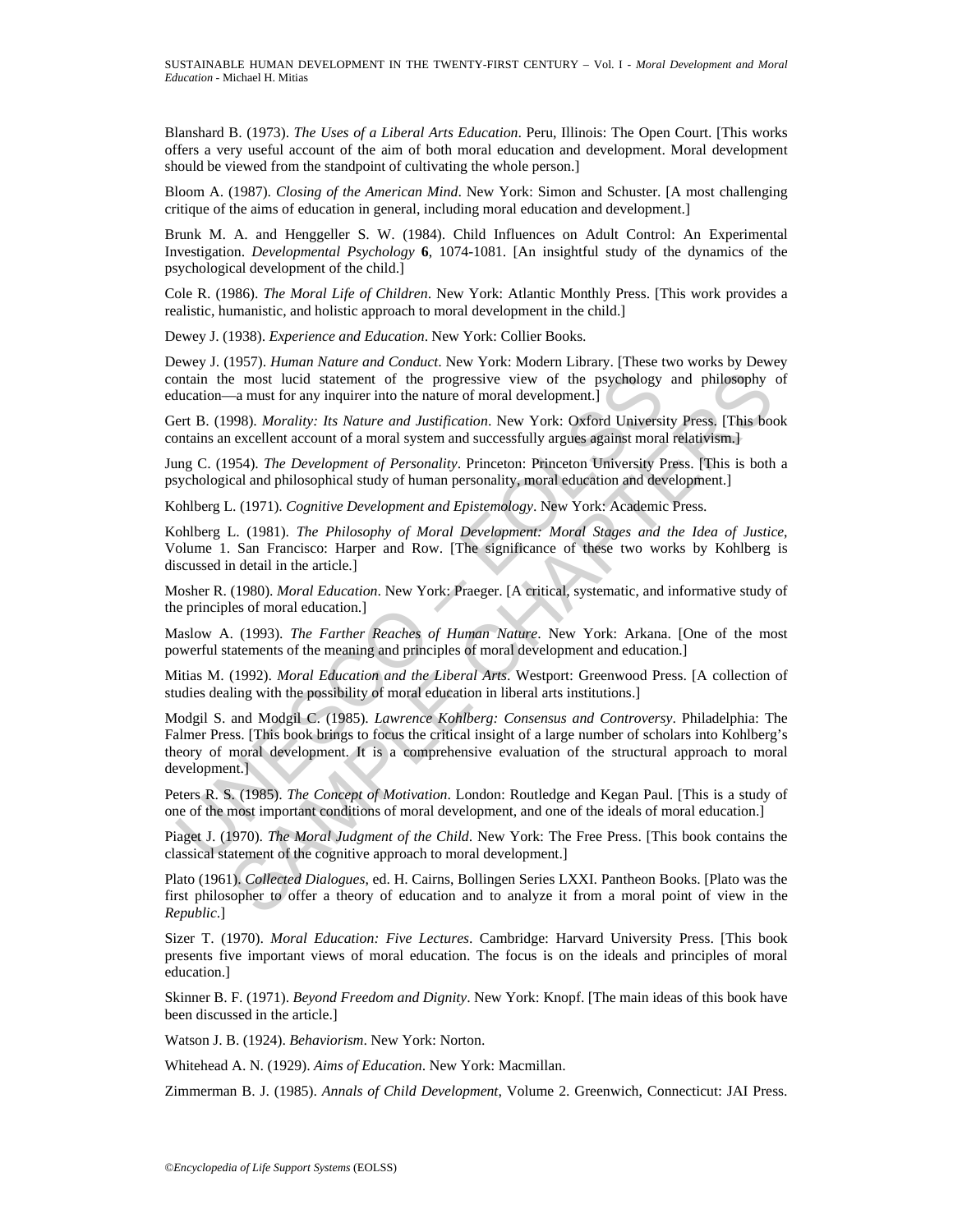Blanshard B. (1973). *The Uses of a Liberal Arts Education*. Peru, Illinois: The Open Court. [This works offers a very useful account of the aim of both moral education and development. Moral development should be viewed from the standpoint of cultivating the whole person.]

Bloom A. (1987). *Closing of the American Mind*. New York: Simon and Schuster. [A most challenging critique of the aims of education in general, including moral education and development.]

Brunk M. A. and Henggeller S. W. (1984). Child Influences on Adult Control: An Experimental Investigation. *Developmental Psychology* **6**, 1074-1081. [An insightful study of the dynamics of the psychological development of the child.]

Cole R. (1986). *The Moral Life of Children*. New York: Atlantic Monthly Press. [This work provides a realistic, humanistic, and holistic approach to moral development in the child.]

Dewey J. (1938). *Experience and Education*. New York: Collier Books.

Dewey J. (1957). *Human Nature and Conduct*. New York: Modern Library. [These two works by Dewey contain the most lucid statement of the progressive view of the psychology and philosophy of education—a must for any inquirer into the nature of moral development.]

Gert B. (1998). *Morality: Its Nature and Justification*. New York: Oxford University Press. [This book contains an excellent account of a moral system and successfully argues against moral relativism.]

Jung C. (1954). *The Development of Personality*. Princeton: Princeton University Press. [This is both a psychological and philosophical study of human personality, moral education and development.]

Kohlberg L. (1971). *Cognitive Development and Epistemology*. New York: Academic Press.

Kohlberg L. (1981). *The Philosophy of Moral Development: Moral Stages and the Idea of Justice*, Volume 1. San Francisco: Harper and Row. [The significance of these two works by Kohlberg is discussed in detail in the article.]

Mosher R. (1980). *Moral Education*. New York: Praeger. [A critical, systematic, and informative study of the principles of moral education.]

Maslow A. (1993). *The Farther Reaches of Human Nature*. New York: Arkana. [One of the most powerful statements of the meaning and principles of moral development and education.]

Mitias M. (1992). *Moral Education and the Liberal Arts*. Westport: Greenwood Press. [A collection of studies dealing with the possibility of moral education in liberal arts institutions.]

Modgil S. and Modgil C. (1985). *Lawrence Kohlberg: Consensus and Controversy*. Philadelphia: The Falmer Press. [This book brings to focus the critical insight of a large number of scholars into Kohlberg's theory of moral development. It is a comprehensive evaluation of the structural approach to moral development.]

Peters R. S. (1985). *The Concept of Motivation*. London: Routledge and Kegan Paul. [This is a study of one of the most important conditions of moral development, and one of the ideals of moral education.]

Piaget J. (1970). *The Moral Judgment of the Child*. New York: The Free Press. [This book contains the classical statement of the cognitive approach to moral development.]

Plato (1961). *Collected Dialogues*, ed. H. Cairns, Bollingen Series LXXI. Pantheon Books. [Plato was the first philosopher to offer a theory of education and to analyze it from a moral point of view in the *Republic*.]

Sizer T. (1970). *Moral Education: Five Lectures*. Cambridge: Harvard University Press. [This book presents five important views of moral education. The focus is on the ideals and principles of moral education.]

Skinner B. F. (1971). *Beyond Freedom and Dignity*. New York: Knopf. [The main ideas of this book have been discussed in the article.]

Watson J. B. (1924). *Behaviorism*. New York: Norton.

Whitehead A. N. (1929). *Aims of Education*. New York: Macmillan.

Zimmerman B. J. (1985). *Annals of Child Development*, Volume 2. Greenwich, Connecticut: JAI Press.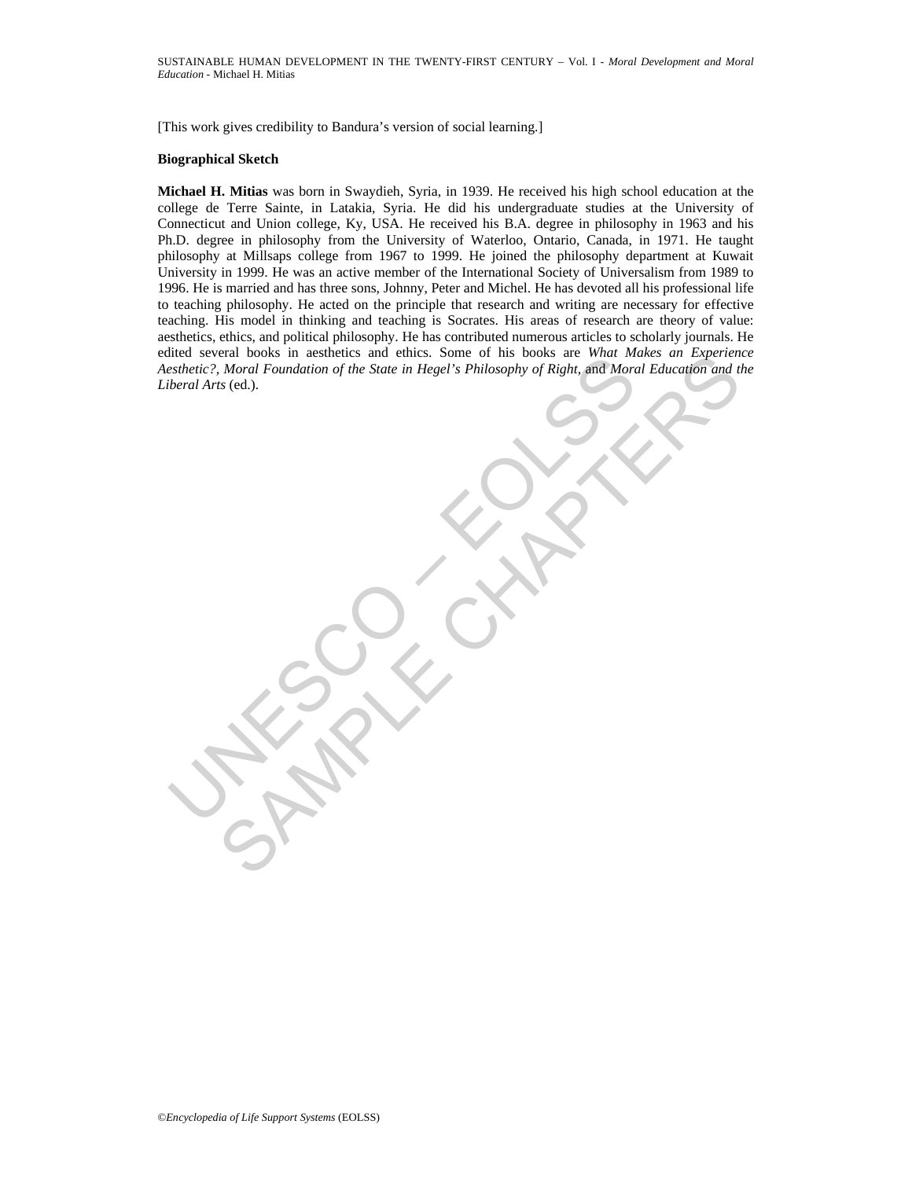[This work gives credibility to Bandura's version of social learning.]

**Biographical Sketch**

**Michael H. Mitias** was born in Swaydieh, Syria, in 1939. He received his high school education at the college de Terre Sainte, in Latakia, Syria. He did his undergraduate studies at the University of Connecticut and Union college, Ky, USA. He received his B.A. degree in philosophy in 1963 and his Ph.D. degree in philosophy from the University of Waterloo, Ontario, Canada, in 1971. He taught philosophy at Millsaps college from 1967 to 1999. He joined the philosophy department at Kuwait University in 1999. He was an active member of the International Society of Universalism from 1989 to 1996. He is married and has three sons, Johnny, Peter and Michel. He has devoted all his professional life to teaching philosophy. He acted on the principle that research and writing are necessary for effective teaching. His model in thinking and teaching is Socrates. His areas of research are theory of value: aesthetics, ethics, and political philosophy. He has contributed numerous articles to scholarly journals. He edited several books in aesthetics and ethics. Some of his books are *What Makes an Experience Aesthetic?*, *Moral Foundation of the State in Hegel's Philosophy of Right*, and *Moral Education and the Liberal Arts* (ed.).